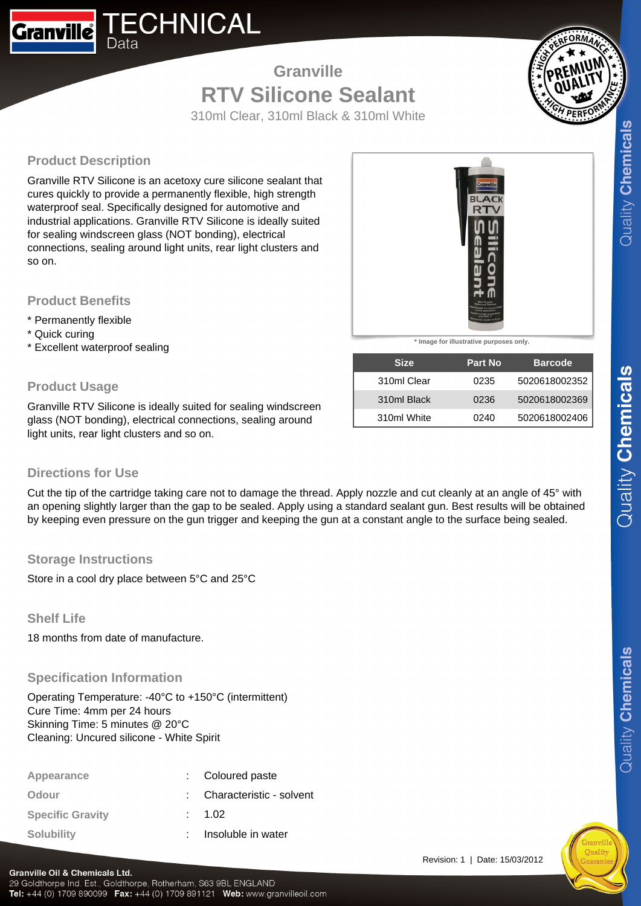# Granville TECHNICAL Data

## Granville
# RTV Silicone Sealant
310ml Clear, 310ml Black & 310ml White

### Product Description

Granville RTV Silicone is an acetoxy cure silicone sealant that cures quickly to provide a permanently flexible, high strength waterproof seal. Specifically designed for automotive and industrial applications. Granville RTV Silicone is ideally suited for sealing windscreen glass (NOT bonding), electrical connections, sealing around light units, rear light clusters and so on.

### Product Benefits

* Permanently flexible
* Quick curing
* Excellent waterproof sealing

### Product Usage

Granville RTV Silicone is ideally suited for sealing windscreen glass (NOT bonding), electrical connections, sealing around light units, rear light clusters and so on.

* Image for illustrative purposes only.

| Size | Part No | Barcode |
|---|---|---|
| 310ml Clear | 0235 | 5020618002352 |
| 310ml Black | 0236 | 5020618002369 |
| 310ml White | 0240 | 5020618002406 |

### Directions for Use

Cut the tip of the cartridge taking care not to damage the thread. Apply nozzle and cut cleanly at an angle of 45° with an opening slightly larger than the gap to be sealed. Apply using a standard sealant gun. Best results will be obtained by keeping even pressure on the gun trigger and keeping the gun at a constant angle to the surface being sealed.

### Storage Instructions

Store in a cool dry place between 5°C and 25°C

### Shelf Life

18 months from date of manufacture.

### Specification Information

Operating Temperature: -40°C to +150°C (intermittent)
Cure Time: 4mm per 24 hours
Skinning Time: 5 minutes @ 20°C
Cleaning: Uncured silicone - White Spirit

| | | |
|---|---|---|
| Appearance | : | Coloured paste |
| Odour | : | Characteristic - solvent |
| Specific Gravity | : | 1.02 |
| Solubility | : | Insoluble in water |

Revision: 1 | Date: 15/03/2012

**Granville Oil & Chemicals Ltd.**
29 Goldthorpe Ind. Est., Goldthorpe, Rotherham, S63 9BL ENGLAND
**Tel:** +44 (0) 1709 890099 **Fax:** +44 (0) 1709 891121 **Web:** www.granvilleoil.com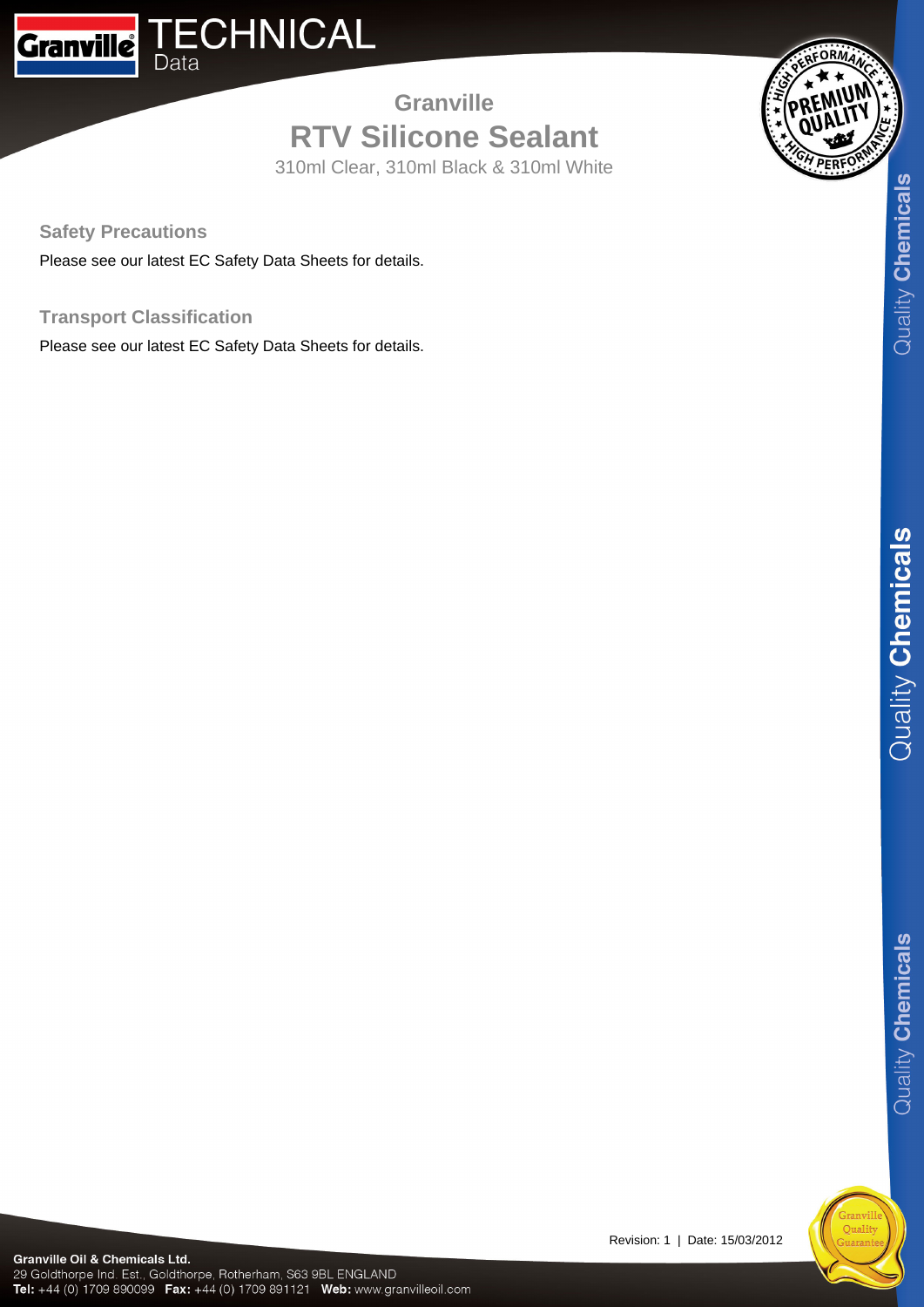## Safety Precautions

Please see our latest EC Safety Data Sheets for details.

## Transport Classification

Please see our latest EC Safety Data Sheets for details.

Revision: 1 | Date: 15/03/2012